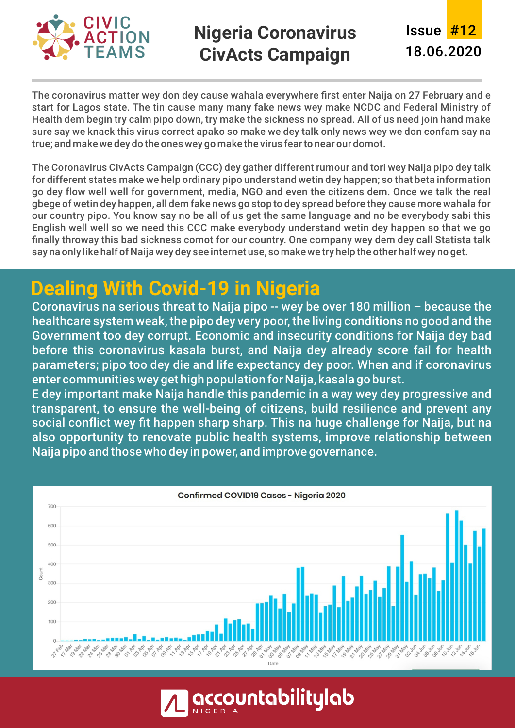CIVIC ACTION TEAMS

# Nigeria Coronavirus CivActs Campaign

Issue #12
18.06.2020

The coronavirus matter wey don dey cause wahala everywhere first enter Naija on 27 February and e start for Lagos state. The tin cause many many fake news wey make NCDC and Federal Ministry of Health dem begin try calm pipo down, try make the sickness no spread. All of us need join hand make sure say we knack this virus correct apako so make we dey talk only news wey we don confam say na true; and make we dey do the ones wey go make the virus fear to near our domot.

The Coronavirus CivActs Campaign (CCC) dey gather different rumour and tori wey Naija pipo dey talk for different states make we help ordinary pipo understand wetin dey happen; so that beta information go dey flow well well for government, media, NGO and even the citizens dem. Once we talk the real gbege of wetin dey happen, all dem fake news go stop to dey spread before they cause more wahala for our country pipo. You know say no be all of us get the same language and no be everybody sabi this English well well so we need this CCC make everybody understand wetin dey happen so that we go finally throway this bad sickness comot for our country. One company wey dem dey call Statista talk say na only like half of Naija wey dey see internet use, so make we try help the other half wey no get.

## Dealing With Covid-19 in Nigeria

Coronavirus na serious threat to Naija pipo -- wey be over 180 million – because the healthcare system weak, the pipo dey very poor, the living conditions no good and the Government too dey corrupt. Economic and insecurity conditions for Naija dey bad before this coronavirus kasala burst, and Naija dey already score fail for health parameters; pipo too dey die and life expectancy dey poor. When and if coronavirus enter communities wey get high population for Naija, kasala go burst.

E dey important make Naija handle this pandemic in a way wey dey progressive and transparent, to ensure the well-being of citizens, build resilience and prevent any social conflict wey fit happen sharp sharp. This na huge challenge for Naija, but na also opportunity to renovate public health systems, improve relationship between Naija pipo and those who dey in power, and improve governance.

Confirmed COVID19 Cases - Nigeria 2020

Count

0
100
200
300
400
500
600
700

Date

27 Feb, 17 Mar, 19 Mar, 22 Mar, 24 Mar, 26 Mar, 28 Mar, 30 Mar, 01 Apr, 03 Apr, 05 Apr, 07 Apr, 09 Apr, 11 Apr, 13 Apr, 15 Apr, 17 Apr, 19 Apr, 21 Apr, 23 Apr, 25 Apr, 27 Apr, 29 Apr, 01 May, 03 May, 05 May, 07 May, 09 May, 11 May, 13 May, 15 May, 17 May, 19 May, 21 May, 23 May, 25 May, 27 May, 29 May, 31 May, 02 Jun, 04 Jun, 06 Jun, 08 Jun, 10 Jun, 12 Jun, 14 Jun, 16 Jun

accountabilitylab NIGERIA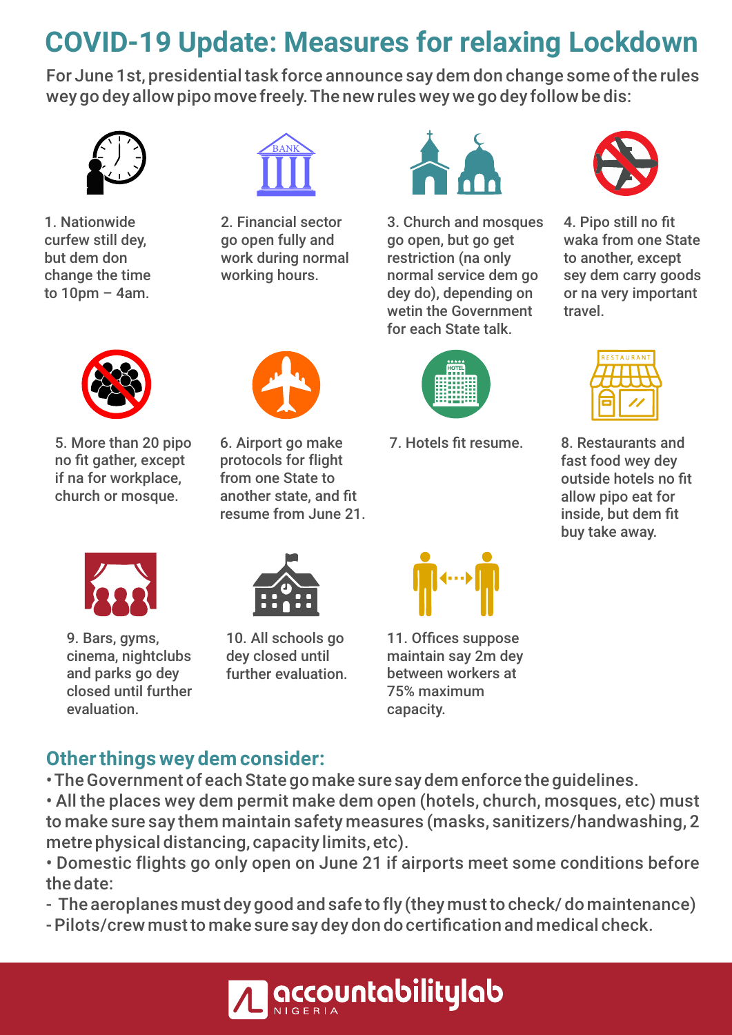# COVID-19 Update: Measures for relaxing Lockdown

For June 1st, presidential task force announce say dem don change some of the rules wey go dey allow pipo move freely. The new rules wey we go dey follow be dis:

1. Nationwide curfew still dey, but dem don change the time to 10pm – 4am.
2. Financial sector go open fully and work during normal working hours.
3. Church and mosques go open, but go get restriction (na only normal service dem go dey do), depending on wetin the Government for each State talk.
4. Pipo still no fit waka from one State to another, except sey dem carry goods or na very important travel.
5. More than 20 pipo no fit gather, except if na for workplace, church or mosque.
6. Airport go make protocols for flight from one State to another state, and fit resume from June 21.
7. Hotels fit resume.
8. Restaurants and fast food wey dey outside hotels no fit allow pipo eat for inside, but dem fit buy take away.
9. Bars, gyms, cinema, nightclubs and parks go dey closed until further evaluation.
10. All schools go dey closed until further evaluation.
11. Offices suppose maintain say 2m dey between workers at 75% maximum capacity.

## Other things wey dem consider:

- The Government of each State go make sure say dem enforce the guidelines.
- All the places wey dem permit make dem open (hotels, church, mosques, etc) must to make sure say them maintain safety measures (masks, sanitizers/handwashing, 2 metre physical distancing, capacity limits, etc).
- Domestic flights go only open on June 21 if airports meet some conditions before the date:
  - The aeroplanes must dey good and safe to fly (they must to check/ do maintenance)
  - Pilots/crew must to make sure say dey don do certification and medical check.

accountabilitylab NIGERIA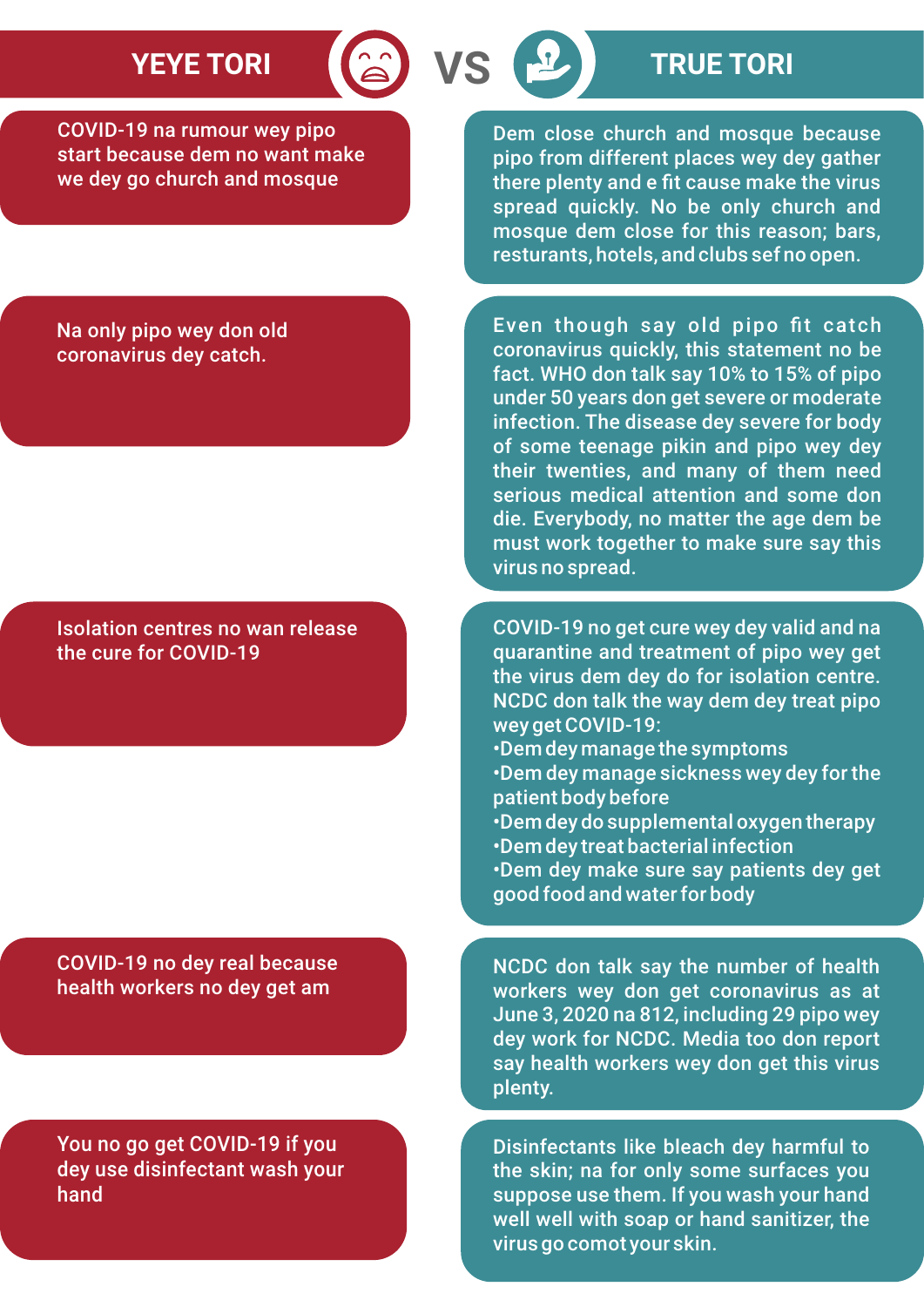| YEYE TORI | TRUE TORI |
|---|---|
| COVID-19 na rumour wey pipo start because dem no want make we dey go church and mosque | Dem close church and mosque because pipo from different places wey dey gather there plenty and e fit cause make the virus spread quickly. No be only church and mosque dem close for this reason; bars, resturants, hotels, and clubs sef no open. |
| Na only pipo wey don old coronavirus dey catch. | Even though say old pipo fit catch coronavirus quickly, this statement no be fact. WHO don talk say 10% to 15% of pipo under 50 years don get severe or moderate infection. The disease dey severe for body of some teenage pikin and pipo wey dey their twenties, and many of them need serious medical attention and some don die. Everybody, no matter the age dem be must work together to make sure say this virus no spread. |
| Isolation centres no wan release the cure for COVID-19 | COVID-19 no get cure wey dey valid and na quarantine and treatment of pipo wey get the virus dem dey do for isolation centre. NCDC don talk the way dem dey treat pipo wey get COVID-19:<br>•Dem dey manage the symptoms<br>•Dem dey manage sickness wey dey for the patient body before<br>•Dem dey do supplemental oxygen therapy<br>•Dem dey treat bacterial infection<br>•Dem dey make sure say patients dey get good food and water for body |
| COVID-19 no dey real because health workers no dey get am | NCDC don talk say the number of health workers wey don get coronavirus as at June 3, 2020 na 812, including 29 pipo wey dey work for NCDC. Media too don report say health workers wey don get this virus plenty. |
| You no go get COVID-19 if you dey use disinfectant wash your hand | Disinfectants like bleach dey harmful to the skin; na for only some surfaces you suppose use them. If you wash your hand well well with soap or hand sanitizer, the virus go comot your skin. |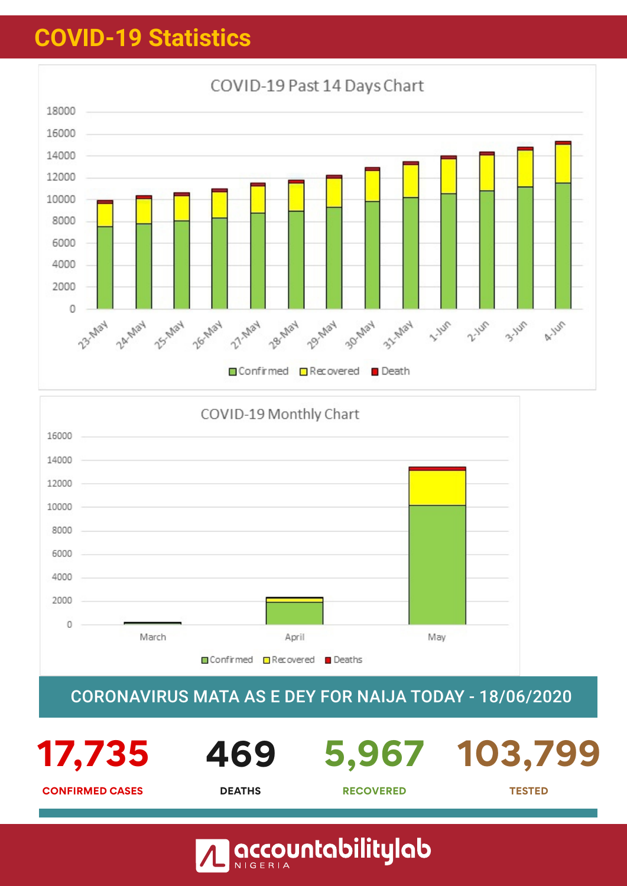# COVID-19 Statistics

COVID-19 Past 14 Days Chart

18000
16000
14000
12000
10000
8000
6000
4000
2000
0

23-May 24-May 25-May 26-May 27-May 28-May 29-May 30-May 31-May 1-Jun 2-Jun 3-Jun 4-Jun

Confirmed Recovered Death

COVID-19 Monthly Chart

16000
14000
12000
10000
8000
6000
4000
2000
0

March April May

Confirmed Recovered Deaths

## CORONAVIRUS MATA AS E DEY FOR NAIJA TODAY - 18/06/2020

**17,735**
CONFIRMED CASES

**469**
DEATHS

**5,967**
RECOVERED

**103,799**
TESTED

accountabilitylab NIGERIA